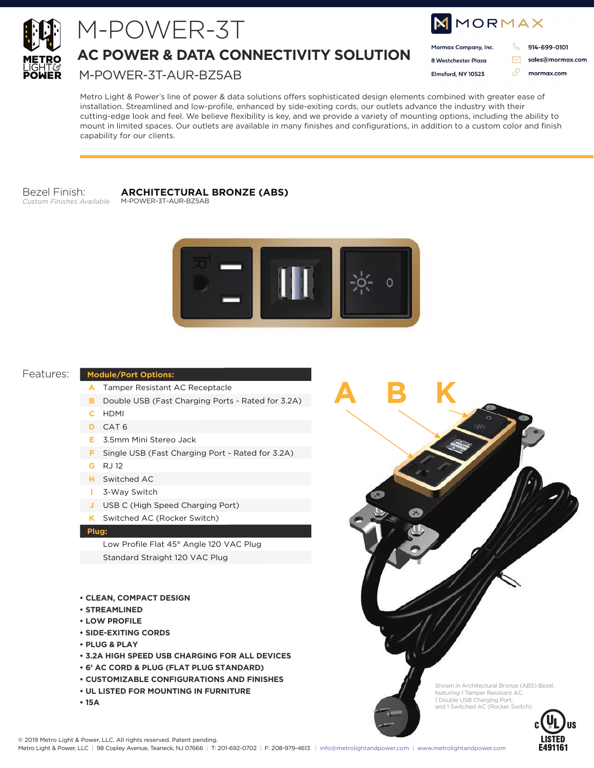# M-POWER-3T

## AC POWER & DATA CONNECTIVITY SOLUTION

M-POWER-3T-AUR-BZ5AB

MORMAX

Mormax Company, Inc.
8 Westchester Plaza
Elmsford, NY 10523

914-699-0101
sales@mormax.com
mormax.com

Metro Light & Power's line of power & data solutions offers sophisticated design elements combined with greater ease of installation. Streamlined and low-profile, enhanced by side-exiting cords, our outlets advance the industry with their cutting-edge look and feel. We believe flexibility is key, and we provide a variety of mounting options, including the ability to mount in limited spaces. Our outlets are available in many finishes and configurations, in addition to a custom color and finish capability for our clients.

Bezel Finish: **ARCHITECTURAL BRONZE (ABS)**
*Custom Finishes Available*
M-POWER-3T-AUR-BZ5AB

Features:

| | Module/Port Options: |
|---|---|
| A | Tamper Resistant AC Receptacle |
| B | Double USB (Fast Charging Ports - Rated for 3.2A) |
| C | HDMI |
| D | CAT 6 |
| E | 3.5mm Mini Stereo Jack |
| F | Single USB (Fast Charging Port - Rated for 3.2A) |
| G | RJ 12 |
| H | Switched AC |
| I | 3-Way Switch |
| J | USB C (High Speed Charging Port) |
| K | Switched AC (Rocker Switch) |
| | **Plug:** |
| | Low Profile Flat 45° Angle 120 VAC Plug |
| | Standard Straight 120 VAC Plug |

- **CLEAN, COMPACT DESIGN**
- **STREAMLINED**
- **LOW PROFILE**
- **SIDE-EXITING CORDS**
- **PLUG & PLAY**
- **3.2A HIGH SPEED USB CHARGING FOR ALL DEVICES**
- **6' AC CORD & PLUG (FLAT PLUG STANDARD)**
- **CUSTOMIZABLE CONFIGURATIONS AND FINISHES**
- **UL LISTED FOR MOUNTING IN FURNITURE**
- **15A**

A B K

Shown in Architectural Bronze (ABS) Bezel, featuring 1 Tamper Resistant AC, 1 Double USB Charging Port, and 1 Switched AC (Rocker Switch).

c UL us LISTED E491161

© 2019 Metro Light & Power, LLC. All rights reserved. Patent pending.
Metro Light & Power, LLC | 98 Copley Avenue, Teaneck, NJ 07666 | T: 201-692-0702 | F: 208-979-4613 | info@metrolightandpower.com | www.metrolightandpower.com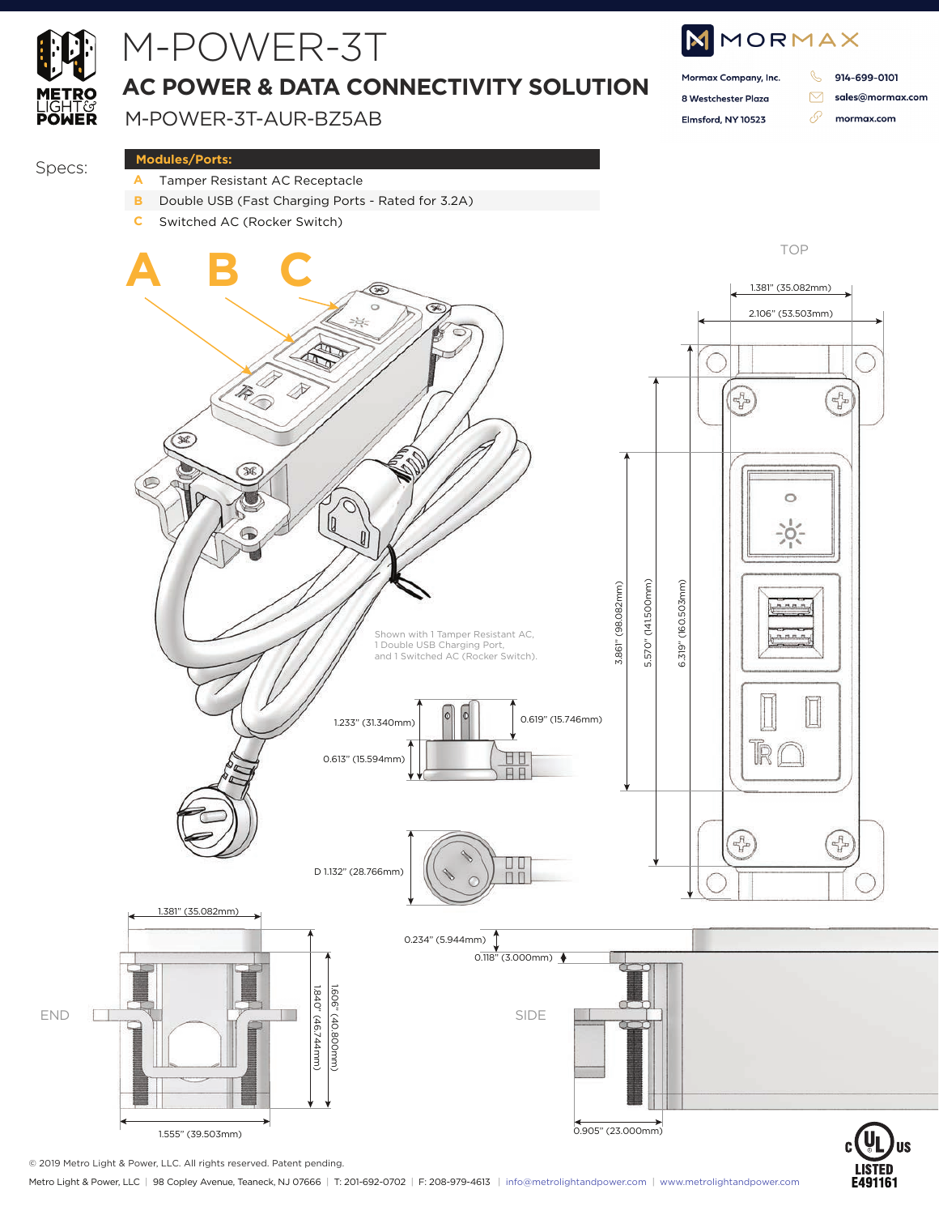# M-POWER-3T

## AC POWER & DATA CONNECTIVITY SOLUTION

M-POWER-3T-AUR-BZ5AB

METRO LIGHT & POWER

MORMAX

Mormax Company, Inc.
8 Westchester Plaza
Elmsford, NY 10523

914-699-0101
sales@mormax.com
mormax.com

Specs:

| Modules/Ports: | |
|---|---|
| A | Tamper Resistant AC Receptacle |
| B | Double USB (Fast Charging Ports - Rated for 3.2A) |
| C | Switched AC (Rocker Switch) |

A B C

Shown with 1 Tamper Resistant AC, 1 Double USB Charging Port, and 1 Switched AC (Rocker Switch).

TOP

1.381" (35.082mm)
2.106" (53.503mm)
3.861" (98.082mm)
5.570" (141.500mm)
6.319" (160.503mm)

1.233" (31.340mm)
0.619" (15.746mm)
0.613" (15.594mm)
D 1.132" (28.766mm)

END

1.381" (35.082mm)
1.840" (46.744mm)
1.606" (40.800mm)
1.555" (39.503mm)

SIDE

0.234" (5.944mm)
0.118" (3.000mm)
0.905" (23.000mm)

© 2019 Metro Light & Power, LLC. All rights reserved. Patent pending.

Metro Light & Power, LLC | 98 Copley Avenue, Teaneck, NJ 07666 | T: 201-692-0702 | F: 208-979-4613 | info@metrolightandpower.com | www.metrolightandpower.com

c UL us LISTED E491161